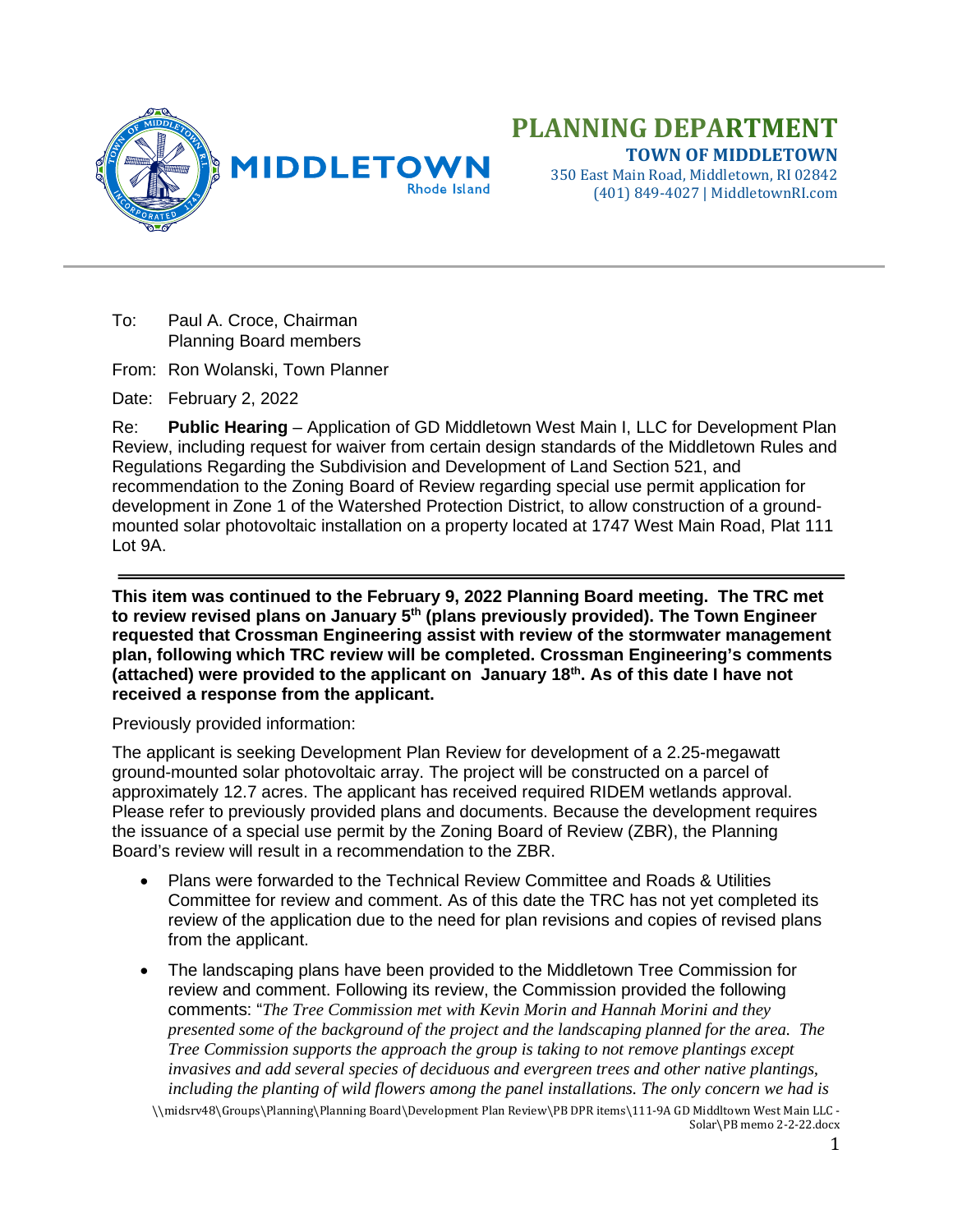# PLANNING DEPARTMENT

**TOWN OF MIDDLETOWN**

350 East Main Road, Middletown, RI 02842
(401) 849-4027 | MiddletownRI.com

---

To: Paul A. Croce, Chairman
Planning Board members

From: Ron Wolanski, Town Planner

Date: February 2, 2022

Re: **Public Hearing** – Application of GD Middletown West Main I, LLC for Development Plan Review, including request for waiver from certain design standards of the Middletown Rules and Regulations Regarding the Subdivision and Development of Land Section 521, and recommendation to the Zoning Board of Review regarding special use permit application for development in Zone 1 of the Watershed Protection District, to allow construction of a ground-mounted solar photovoltaic installation on a property located at 1747 West Main Road, Plat 111 Lot 9A.

---

**This item was continued to the February 9, 2022 Planning Board meeting. The TRC met to review revised plans on January 5th (plans previously provided). The Town Engineer requested that Crossman Engineering assist with review of the stormwater management plan, following which TRC review will be completed. Crossman Engineering's comments (attached) were provided to the applicant on January 18th. As of this date I have not received a response from the applicant.**

Previously provided information:

The applicant is seeking Development Plan Review for development of a 2.25-megawatt ground-mounted solar photovoltaic array. The project will be constructed on a parcel of approximately 12.7 acres. The applicant has received required RIDEM wetlands approval. Please refer to previously provided plans and documents. Because the development requires the issuance of a special use permit by the Zoning Board of Review (ZBR), the Planning Board's review will result in a recommendation to the ZBR.

- Plans were forwarded to the Technical Review Committee and Roads & Utilities Committee for review and comment. As of this date the TRC has not yet completed its review of the application due to the need for plan revisions and copies of revised plans from the applicant.
- The landscaping plans have been provided to the Middletown Tree Commission for review and comment. Following its review, the Commission provided the following comments: "*The Tree Commission met with Kevin Morin and Hannah Morini and they presented some of the background of the project and the landscaping planned for the area. The Tree Commission supports the approach the group is taking to not remove plantings except invasives and add several species of deciduous and evergreen trees and other native plantings, including the planting of wild flowers among the panel installations. The only concern we had is*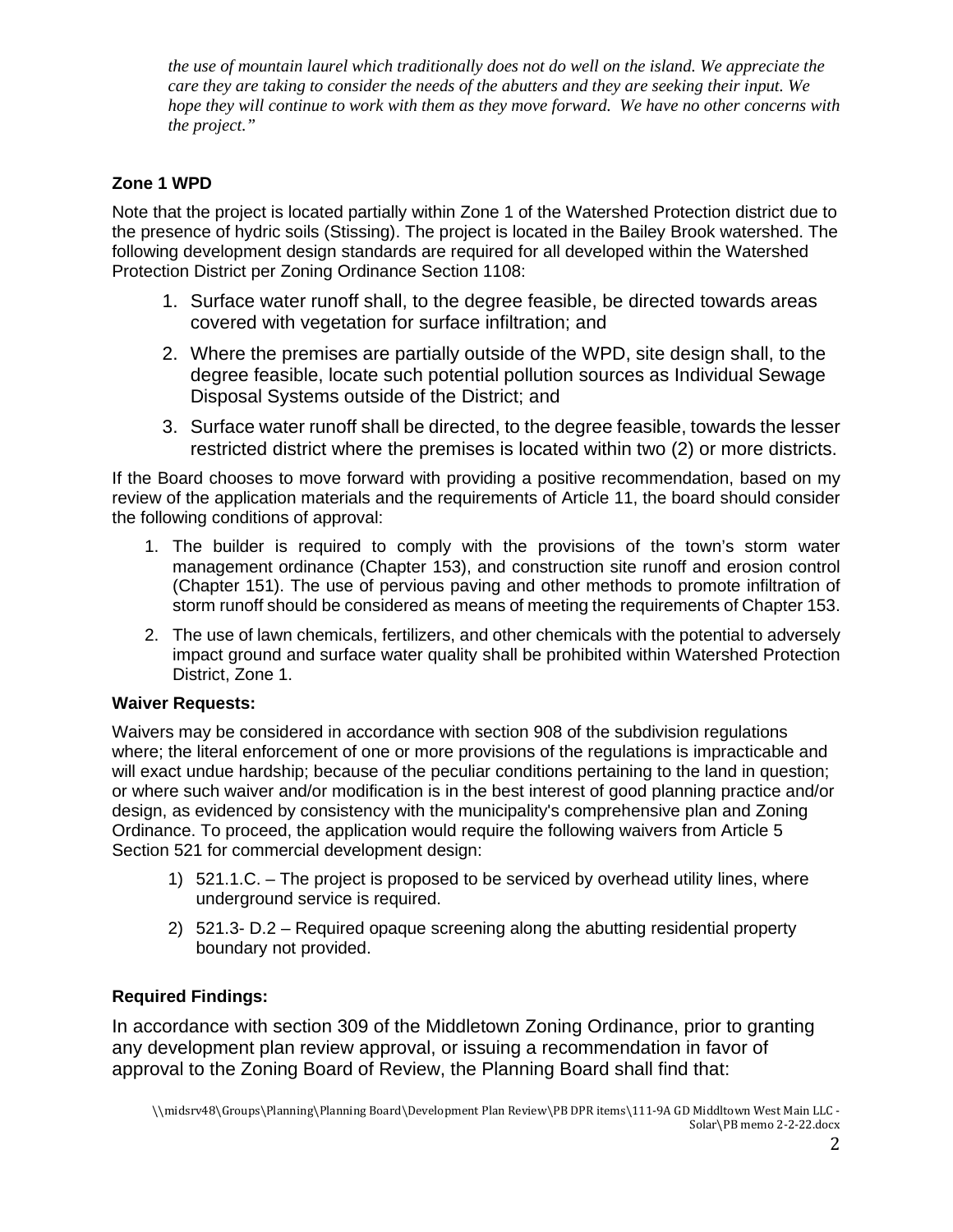*the use of mountain laurel which traditionally does not do well on the island. We appreciate the care they are taking to consider the needs of the abutters and they are seeking their input. We hope they will continue to work with them as they move forward. We have no other concerns with the project."*

**Zone 1 WPD**

Note that the project is located partially within Zone 1 of the Watershed Protection district due to the presence of hydric soils (Stissing). The project is located in the Bailey Brook watershed. The following development design standards are required for all developed within the Watershed Protection District per Zoning Ordinance Section 1108:

1. Surface water runoff shall, to the degree feasible, be directed towards areas covered with vegetation for surface infiltration; and
2. Where the premises are partially outside of the WPD, site design shall, to the degree feasible, locate such potential pollution sources as Individual Sewage Disposal Systems outside of the District; and
3. Surface water runoff shall be directed, to the degree feasible, towards the lesser restricted district where the premises is located within two (2) or more districts.

If the Board chooses to move forward with providing a positive recommendation, based on my review of the application materials and the requirements of Article 11, the board should consider the following conditions of approval:

1. The builder is required to comply with the provisions of the town's storm water management ordinance (Chapter 153), and construction site runoff and erosion control (Chapter 151). The use of pervious paving and other methods to promote infiltration of storm runoff should be considered as means of meeting the requirements of Chapter 153.
2. The use of lawn chemicals, fertilizers, and other chemicals with the potential to adversely impact ground and surface water quality shall be prohibited within Watershed Protection District, Zone 1.

**Waiver Requests:**

Waivers may be considered in accordance with section 908 of the subdivision regulations where; the literal enforcement of one or more provisions of the regulations is impracticable and will exact undue hardship; because of the peculiar conditions pertaining to the land in question; or where such waiver and/or modification is in the best interest of good planning practice and/or design, as evidenced by consistency with the municipality's comprehensive plan and Zoning Ordinance. To proceed, the application would require the following waivers from Article 5 Section 521 for commercial development design:

1) 521.1.C. – The project is proposed to be serviced by overhead utility lines, where underground service is required.
2) 521.3- D.2 – Required opaque screening along the abutting residential property boundary not provided.

**Required Findings:**

In accordance with section 309 of the Middletown Zoning Ordinance, prior to granting any development plan review approval, or issuing a recommendation in favor of approval to the Zoning Board of Review, the Planning Board shall find that: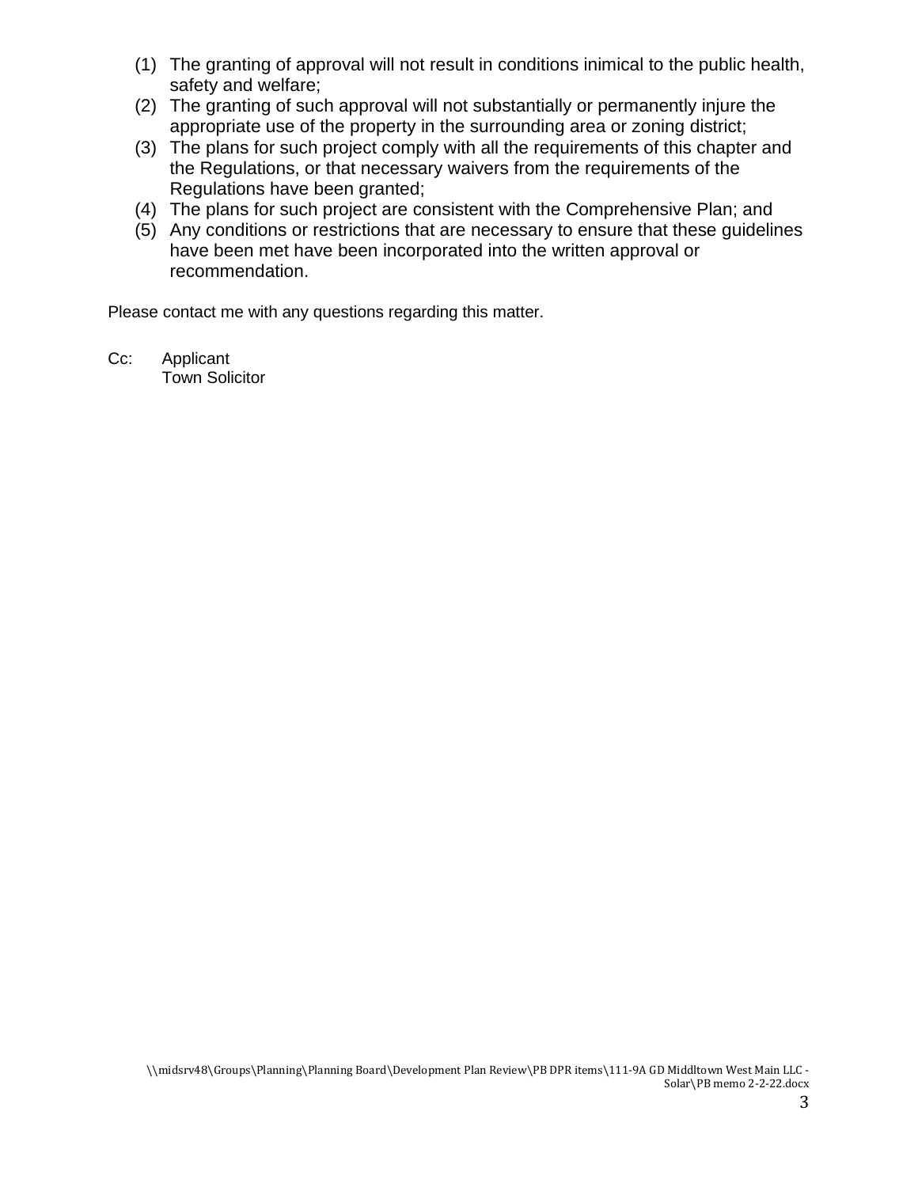(1) The granting of approval will not result in conditions inimical to the public health, safety and welfare;
(2) The granting of such approval will not substantially or permanently injure the appropriate use of the property in the surrounding area or zoning district;
(3) The plans for such project comply with all the requirements of this chapter and the Regulations, or that necessary waivers from the requirements of the Regulations have been granted;
(4) The plans for such project are consistent with the Comprehensive Plan; and
(5) Any conditions or restrictions that are necessary to ensure that these guidelines have been met have been incorporated into the written approval or recommendation.

Please contact me with any questions regarding this matter.

Cc: Applicant
Town Solicitor

\\midsrv48\Groups\Planning\Planning Board\Development Plan Review\PB DPR items\111-9A GD Middltown West Main LLC - Solar\PB memo 2-2-22.docx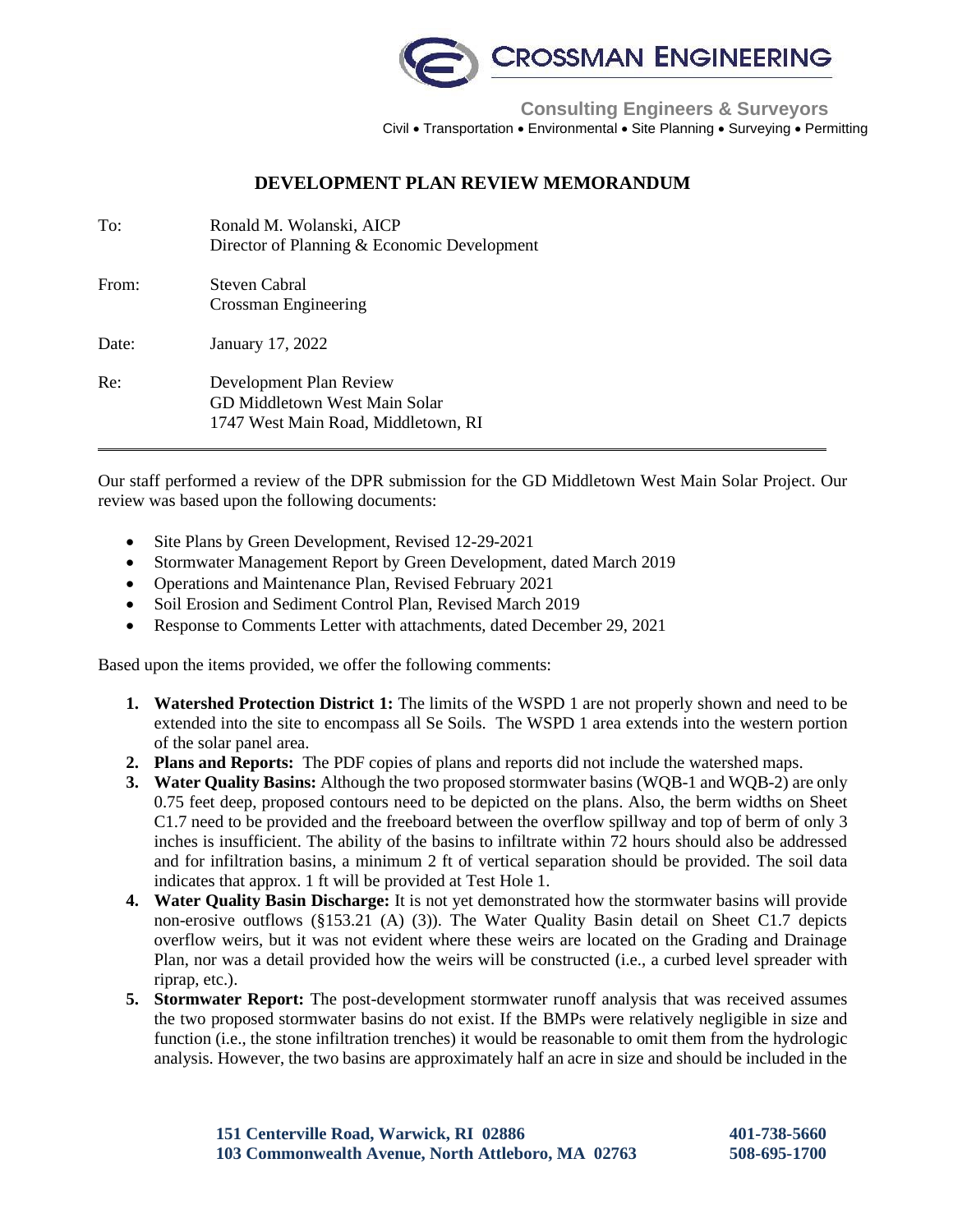**CROSSMAN ENGINEERING**

**Consulting Engineers & Surveyors**
Civil • Transportation • Environmental • Site Planning • Surveying • Permitting

## DEVELOPMENT PLAN REVIEW MEMORANDUM

To: Ronald M. Wolanski, AICP
Director of Planning & Economic Development

From: Steven Cabral
Crossman Engineering

Date: January 17, 2022

Re: Development Plan Review
GD Middletown West Main Solar
1747 West Main Road, Middletown, RI

---

Our staff performed a review of the DPR submission for the GD Middletown West Main Solar Project. Our review was based upon the following documents:

- Site Plans by Green Development, Revised 12-29-2021
- Stormwater Management Report by Green Development, dated March 2019
- Operations and Maintenance Plan, Revised February 2021
- Soil Erosion and Sediment Control Plan, Revised March 2019
- Response to Comments Letter with attachments, dated December 29, 2021

Based upon the items provided, we offer the following comments:

1. **Watershed Protection District 1:** The limits of the WSPD 1 are not properly shown and need to be extended into the site to encompass all Se Soils. The WSPD 1 area extends into the western portion of the solar panel area.
2. **Plans and Reports:** The PDF copies of plans and reports did not include the watershed maps.
3. **Water Quality Basins:** Although the two proposed stormwater basins (WQB-1 and WQB-2) are only 0.75 feet deep, proposed contours need to be depicted on the plans. Also, the berm widths on Sheet C1.7 need to be provided and the freeboard between the overflow spillway and top of berm of only 3 inches is insufficient. The ability of the basins to infiltrate within 72 hours should also be addressed and for infiltration basins, a minimum 2 ft of vertical separation should be provided. The soil data indicates that approx. 1 ft will be provided at Test Hole 1.
4. **Water Quality Basin Discharge:** It is not yet demonstrated how the stormwater basins will provide non-erosive outflows (§153.21 (A) (3)). The Water Quality Basin detail on Sheet C1.7 depicts overflow weirs, but it was not evident where these weirs are located on the Grading and Drainage Plan, nor was a detail provided how the weirs will be constructed (i.e., a curbed level spreader with riprap, etc.).
5. **Stormwater Report:** The post-development stormwater runoff analysis that was received assumes the two proposed stormwater basins do not exist. If the BMPs were relatively negligible in size and function (i.e., the stone infiltration trenches) it would be reasonable to omit them from the hydrologic analysis. However, the two basins are approximately half an acre in size and should be included in the

151 Centerville Road, Warwick, RI 02886 401-738-5660
103 Commonwealth Avenue, North Attleboro, MA 02763 508-695-1700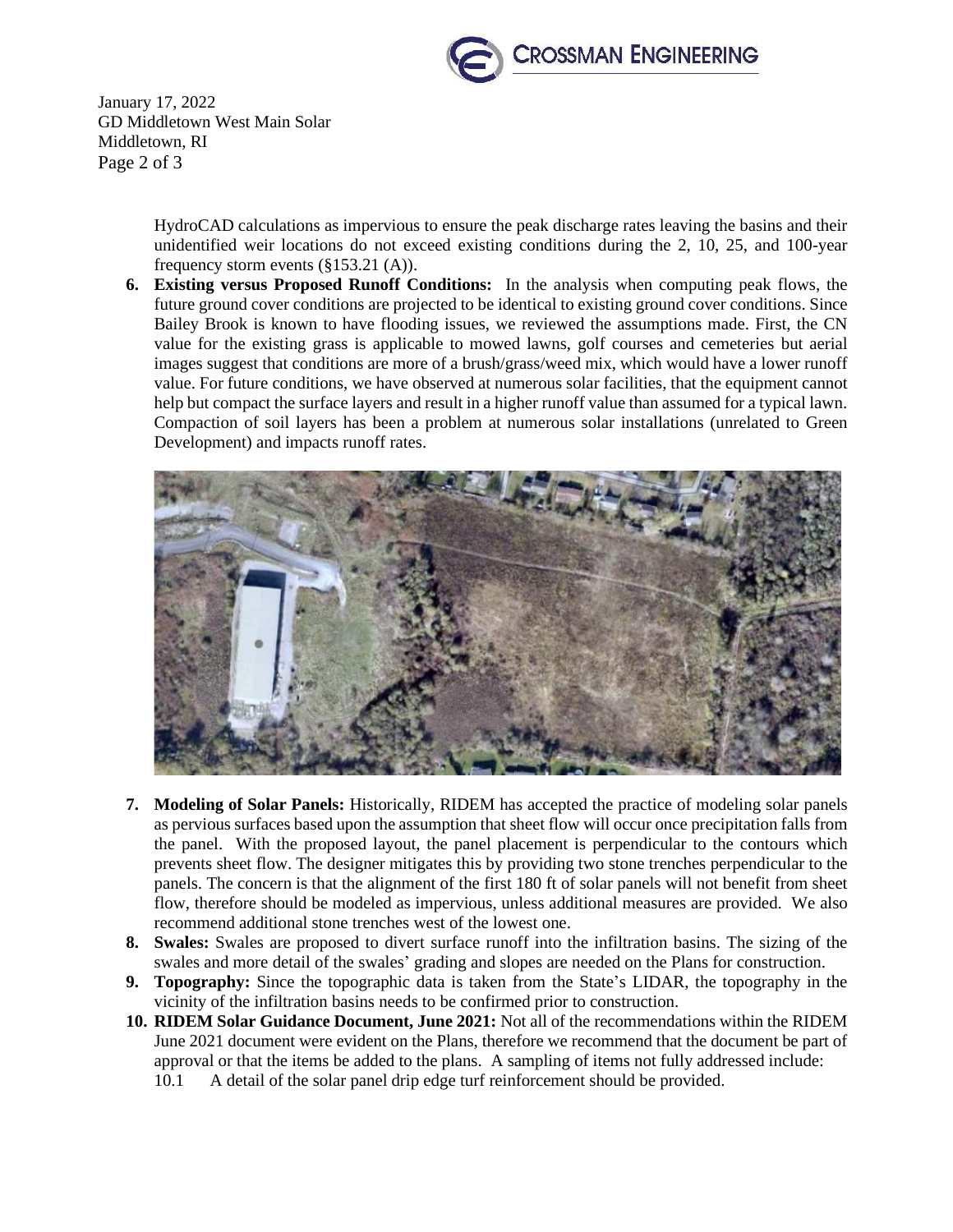HydroCAD calculations as impervious to ensure the peak discharge rates leaving the basins and their unidentified weir locations do not exceed existing conditions during the 2, 10, 25, and 100-year frequency storm events (§153.21 (A)).

6. **Existing versus Proposed Runoff Conditions:** In the analysis when computing peak flows, the future ground cover conditions are projected to be identical to existing ground cover conditions. Since Bailey Brook is known to have flooding issues, we reviewed the assumptions made. First, the CN value for the existing grass is applicable to mowed lawns, golf courses and cemeteries but aerial images suggest that conditions are more of a brush/grass/weed mix, which would have a lower runoff value. For future conditions, we have observed at numerous solar facilities, that the equipment cannot help but compact the surface layers and result in a higher runoff value than assumed for a typical lawn. Compaction of soil layers has been a problem at numerous solar installations (unrelated to Green Development) and impacts runoff rates.

7. **Modeling of Solar Panels:** Historically, RIDEM has accepted the practice of modeling solar panels as pervious surfaces based upon the assumption that sheet flow will occur once precipitation falls from the panel. With the proposed layout, the panel placement is perpendicular to the contours which prevents sheet flow. The designer mitigates this by providing two stone trenches perpendicular to the panels. The concern is that the alignment of the first 180 ft of solar panels will not benefit from sheet flow, therefore should be modeled as impervious, unless additional measures are provided. We also recommend additional stone trenches west of the lowest one.
8. **Swales:** Swales are proposed to divert surface runoff into the infiltration basins. The sizing of the swales and more detail of the swales' grading and slopes are needed on the Plans for construction.
9. **Topography:** Since the topographic data is taken from the State's LIDAR, the topography in the vicinity of the infiltration basins needs to be confirmed prior to construction.
10. **RIDEM Solar Guidance Document, June 2021:** Not all of the recommendations within the RIDEM June 2021 document were evident on the Plans, therefore we recommend that the document be part of approval or that the items be added to the plans. A sampling of items not fully addressed include:
    10.1 A detail of the solar panel drip edge turf reinforcement should be provided.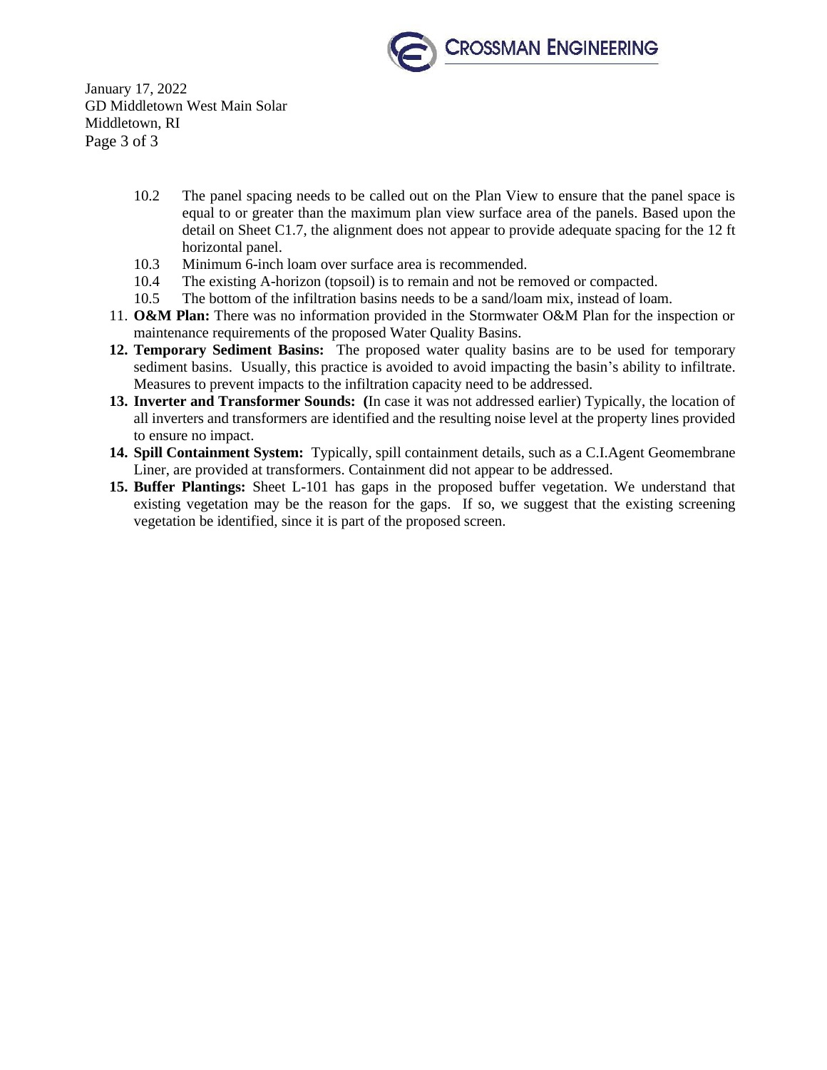10.2 The panel spacing needs to be called out on the Plan View to ensure that the panel space is equal to or greater than the maximum plan view surface area of the panels. Based upon the detail on Sheet C1.7, the alignment does not appear to provide adequate spacing for the 12 ft horizontal panel.

10.3 Minimum 6-inch loam over surface area is recommended.

10.4 The existing A-horizon (topsoil) is to remain and not be removed or compacted.

10.5 The bottom of the infiltration basins needs to be a sand/loam mix, instead of loam.

11. **O&M Plan:** There was no information provided in the Stormwater O&M Plan for the inspection or maintenance requirements of the proposed Water Quality Basins.
12. **Temporary Sediment Basins:** The proposed water quality basins are to be used for temporary sediment basins. Usually, this practice is avoided to avoid impacting the basin's ability to infiltrate. Measures to prevent impacts to the infiltration capacity need to be addressed.
13. **Inverter and Transformer Sounds: (**In case it was not addressed earlier) Typically, the location of all inverters and transformers are identified and the resulting noise level at the property lines provided to ensure no impact.
14. **Spill Containment System:** Typically, spill containment details, such as a C.I.Agent Geomembrane Liner, are provided at transformers. Containment did not appear to be addressed.
15. **Buffer Plantings:** Sheet L-101 has gaps in the proposed buffer vegetation. We understand that existing vegetation may be the reason for the gaps. If so, we suggest that the existing screening vegetation be identified, since it is part of the proposed screen.